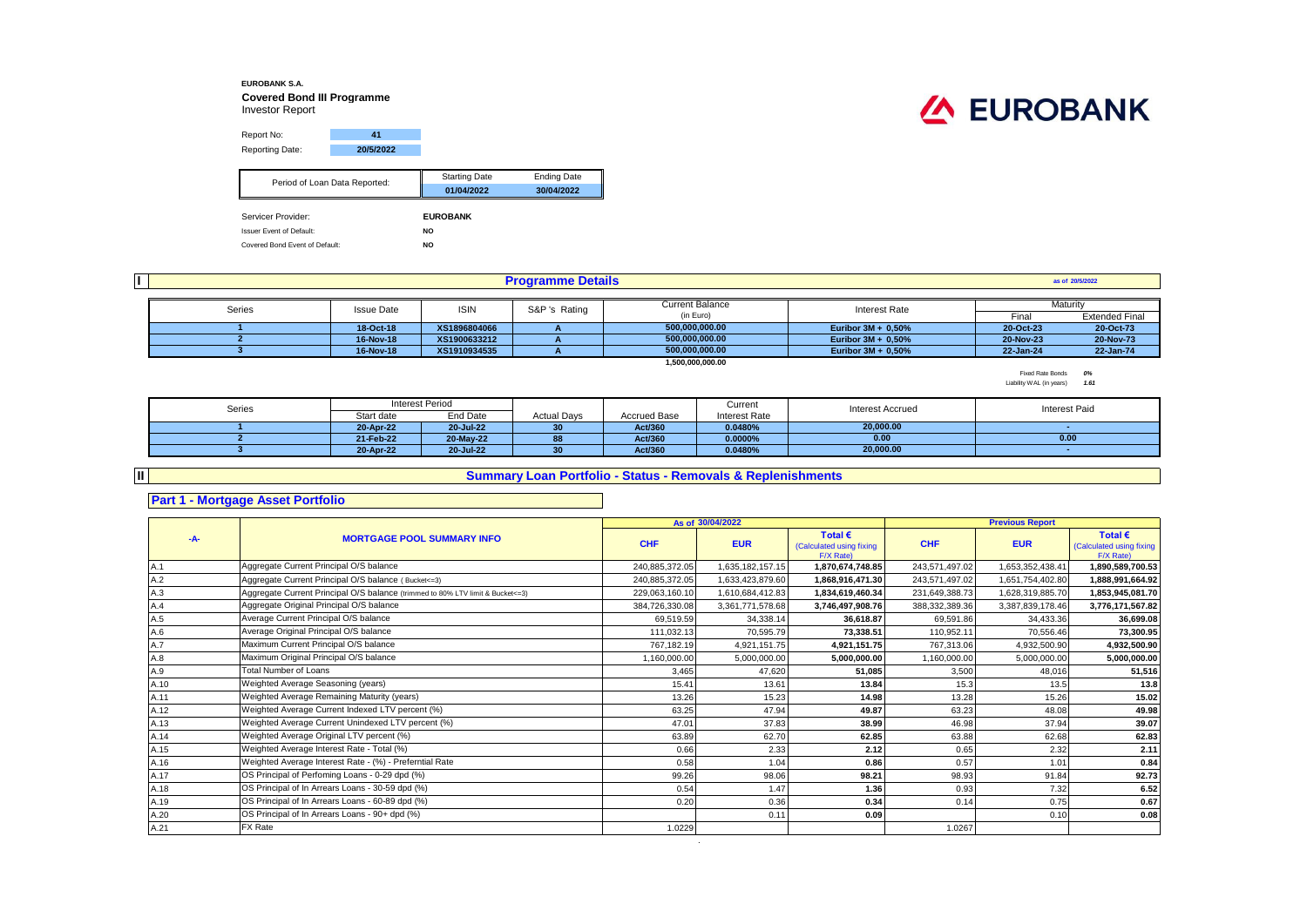**EUROBANK S.A.**

**Covered Bond III Programme**

Investor Report

| Report No: | 41 |
|---|---|
| Reporting Date: | 20/5/2022 |

| Period of Loan Data Reported: | Starting Date | Ending Date |
|---|---|---|
| | 01/04/2022 | 30/04/2022 |

Servicer Provider: **EUROBANK**

Issuer Event of Default: **NO**

Covered Bond Event of Default: **NO**

## I Programme Details

as of 20/5/2022

| Series | Issue Date | ISIN | S&P 's Rating | Current Balance (in Euro) | Interest Rate | Maturity Final | Maturity Extended Final |
|---|---|---|---|---|---|---|---|
| 1 | 18-Oct-18 | XS1896804066 | A | 500,000,000.00 | Euribor 3M + 0,50% | 20-Oct-23 | 20-Oct-73 |
| 2 | 16-Nov-18 | XS1900633212 | A | 500,000,000.00 | Euribor 3M + 0,50% | 20-Nov-23 | 20-Nov-73 |
| 3 | 16-Nov-18 | XS1910934535 | A | 500,000,000.00 | Euribor 3M + 0,50% | 22-Jan-24 | 22-Jan-74 |
| | | | | 1,500,000,000.00 | | | |

Fixed Rate Bonds *0%*

Liability WAL (in years) *1.61*

| Series | Interest Period Start date | Interest Period End Date | Actual Days | Accrued Base | Current Interest Rate | Interest Accrued | Interest Paid |
|---|---|---|---|---|---|---|---|
| 1 | 20-Apr-22 | 20-Jul-22 | 30 | Act/360 | 0.0480% | 20,000.00 | - |
| 2 | 21-Feb-22 | 20-May-22 | 88 | Act/360 | 0.0000% | 0.00 | 0.00 |
| 3 | 20-Apr-22 | 20-Jul-22 | 30 | Act/360 | 0.0480% | 20,000.00 | - |

## II Summary Loan Portfolio - Status - Removals & Replenishments

### Part 1 - Mortgage Asset Portfolio

| -A- | MORTGAGE POOL SUMMARY INFO | As of 30/04/2022 CHF | As of 30/04/2022 EUR | As of 30/04/2022 Total € (Calculated using fixing F/X Rate) | Previous Report CHF | Previous Report EUR | Previous Report Total € (Calculated using fixing F/X Rate) |
|---|---|---|---|---|---|---|---|
| A.1 | Aggregate Current Principal O/S balance | 240,885,372.05 | 1,635,182,157.15 | **1,870,674,748.85** | 243,571,497.02 | 1,653,352,438.41 | **1,890,589,700.53** |
| A.2 | Aggregate Current Principal O/S balance ( Bucket<=3) | 240,885,372.05 | 1,633,423,879.60 | **1,868,916,471.30** | 243,571,497.02 | 1,651,754,402.80 | **1,888,991,664.92** |
| A.3 | Aggregate Current Principal O/S balance (trimmed to 80% LTV limit & Bucket<=3) | 229,063,160.10 | 1,610,684,412.83 | **1,834,619,460.34** | 231,649,388.73 | 1,628,319,885.70 | **1,853,945,081.70** |
| A.4 | Aggregate Original Principal O/S balance | 384,726,330.08 | 3,361,771,578.68 | **3,746,497,908.76** | 388,332,389.36 | 3,387,839,178.46 | **3,776,171,567.82** |
| A.5 | Average Current Principal O/S balance | 69,519.59 | 34,338.14 | **36,618.87** | 69,591.86 | 34,433.36 | **36,699.08** |
| A.6 | Average Original Principal O/S balance | 111,032.13 | 70,595.79 | **73,338.51** | 110,952.11 | 70,556.46 | **73,300.95** |
| A.7 | Maximum Current Principal O/S balance | 767,182.19 | 4,921,151.75 | **4,921,151.75** | 767,313.06 | 4,932,500.90 | **4,932,500.90** |
| A.8 | Maximum Original Principal O/S balance | 1,160,000.00 | 5,000,000.00 | **5,000,000.00** | 1,160,000.00 | 5,000,000.00 | **5,000,000.00** |
| A.9 | Total Number of Loans | 3,465 | 47,620 | **51,085** | 3,500 | 48,016 | **51,516** |
| A.10 | Weighted Average Seasoning (years) | 15.41 | 13.61 | **13.84** | 15.3 | 13.5 | **13.8** |
| A.11 | Weighted Average Remaining Maturity (years) | 13.26 | 15.23 | **14.98** | 13.28 | 15.26 | **15.02** |
| A.12 | Weighted Average Current Indexed LTV percent (%) | 63.25 | 47.94 | **49.87** | 63.23 | 48.08 | **49.98** |
| A.13 | Weighted Average Current Unindexed LTV percent (%) | 47.01 | 37.83 | **38.99** | 46.98 | 37.94 | **39.07** |
| A.14 | Weighted Average Original LTV percent (%) | 63.89 | 62.70 | **62.85** | 63.88 | 62.68 | **62.83** |
| A.15 | Weighted Average Interest Rate - Total (%) | 0.66 | 2.33 | **2.12** | 0.65 | 2.32 | **2.11** |
| A.16 | Weighted Average Interest Rate - (%) - Preferntial Rate | 0.58 | 1.04 | **0.86** | 0.57 | 1.01 | **0.84** |
| A.17 | OS Principal of Perfoming Loans - 0-29 dpd (%) | 99.26 | 98.06 | **98.21** | 98.93 | 91.84 | **92.73** |
| A.18 | OS Principal of In Arrears Loans - 30-59 dpd (%) | 0.54 | 1.47 | **1.36** | 0.93 | 7.32 | **6.52** |
| A.19 | OS Principal of In Arrears Loans - 60-89 dpd (%) | 0.20 | 0.36 | **0.34** | 0.14 | 0.75 | **0.67** |
| A.20 | OS Principal of In Arrears Loans - 90+ dpd (%) | | 0.11 | **0.09** | | 0.10 | **0.08** |
| A.21 | FX Rate | 1.0229 | | | 1.0267 | | |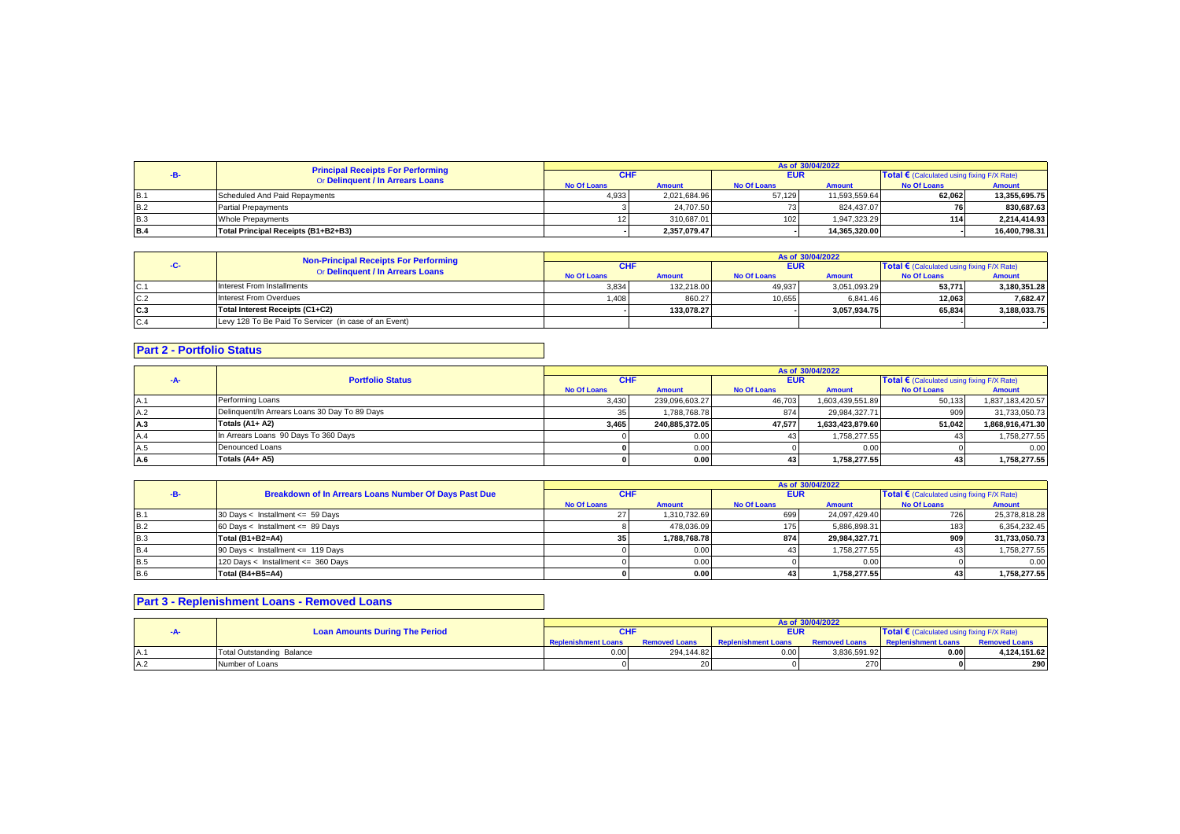| -B- | Principal Receipts For Performing Or Delinquent / In Arrears Loans | As of 30/04/2022 | | | | | |
|---|---|---|---|---|---|---|---|
| | | CHF | | EUR | | Total € (Calculated using fixing F/X Rate) | |
| | | No Of Loans | Amount | No Of Loans | Amount | No Of Loans | Amount |
| B.1 | Scheduled And Paid Repayments | 4,933 | 2,021,684.96 | 57,129 | 11,593,559.64 | 62,062 | 13,355,695.75 |
| B.2 | Partial Prepayments | 3 | 24,707.50 | 73 | 824,437.07 | 76 | 830,687.63 |
| B.3 | Whole Prepayments | 12 | 310,687.01 | 102 | 1,947,323.29 | 114 | 2,214,414.93 |
| B.4 | Total Principal Receipts (B1+B2+B3) | - | 2,357,079.47 | - | 14,365,320.00 | - | 16,400,798.31 |

| -C- | Non-Principal Receipts For Performing Or Delinquent / In Arrears Loans | As of 30/04/2022 | | | | | |
|---|---|---|---|---|---|---|---|
| | | CHF | | EUR | | Total € (Calculated using fixing F/X Rate) | |
| | | No Of Loans | Amount | No Of Loans | Amount | No Of Loans | Amount |
| C.1 | Interest From Installments | 3,834 | 132,218.00 | 49,937 | 3,051,093.29 | 53,771 | 3,180,351.28 |
| C.2 | Interest From Overdues | 1,408 | 860.27 | 10,655 | 6,841.46 | 12,063 | 7,682.47 |
| C.3 | Total Interest Receipts (C1+C2) | - | 133,078.27 | - | 3,057,934.75 | 65,834 | 3,188,033.75 |
| C.4 | Levy 128 To Be Paid To Servicer (in case of an Event) | | | | | - | - |

## Part 2 - Portfolio Status

| -A- | Portfolio Status | As of 30/04/2022 | | | | | |
|---|---|---|---|---|---|---|---|
| | | CHF | | EUR | | Total € (Calculated using fixing F/X Rate) | |
| | | No Of Loans | Amount | No Of Loans | Amount | No Of Loans | Amount |
| A.1 | Performing Loans | 3,430 | 239,096,603.27 | 46,703 | 1,603,439,551.89 | 50,133 | 1,837,183,420.57 |
| A.2 | Delinquent/In Arrears Loans 30 Day To 89 Days | 35 | 1,788,768.78 | 874 | 29,984,327.71 | 909 | 31,733,050.73 |
| A.3 | Totals (A1+ A2) | 3,465 | 240,885,372.05 | 47,577 | 1,633,423,879.60 | 51,042 | 1,868,916,471.30 |
| A.4 | In Arrears Loans 90 Days To 360 Days | 0 | 0.00 | 43 | 1,758,277.55 | 43 | 1,758,277.55 |
| A.5 | Denounced Loans | 0 | 0.00 | 0 | 0.00 | 0 | 0.00 |
| A.6 | Totals (A4+ A5) | 0 | 0.00 | 43 | 1,758,277.55 | 43 | 1,758,277.55 |

| -B- | Breakdown of In Arrears Loans Number Of Days Past Due | As of 30/04/2022 | | | | | |
|---|---|---|---|---|---|---|---|
| | | CHF | | EUR | | Total € (Calculated using fixing F/X Rate) | |
| | | No Of Loans | Amount | No Of Loans | Amount | No Of Loans | Amount |
| B.1 | 30 Days < Installment <= 59 Days | 27 | 1,310,732.69 | 699 | 24,097,429.40 | 726 | 25,378,818.28 |
| B.2 | 60 Days < Installment <= 89 Days | 8 | 478,036.09 | 175 | 5,886,898.31 | 183 | 6,354,232.45 |
| B.3 | Total (B1+B2=A4) | 35 | 1,788,768.78 | 874 | 29,984,327.71 | 909 | 31,733,050.73 |
| B.4 | 90 Days < Installment <= 119 Days | 0 | 0.00 | 43 | 1,758,277.55 | 43 | 1,758,277.55 |
| B.5 | 120 Days < Installment <= 360 Days | 0 | 0.00 | 0 | 0.00 | 0 | 0.00 |
| B.6 | Total (B4+B5=A4) | 0 | 0.00 | 43 | 1,758,277.55 | 43 | 1,758,277.55 |

## Part 3 - Replenishment Loans - Removed Loans

| -A- | Loan Amounts During The Period | As of 30/04/2022 | | | | | |
|---|---|---|---|---|---|---|---|
| | | CHF | | EUR | | Total € (Calculated using fixing F/X Rate) | |
| | | Replenishment Loans | Removed Loans | Replenishment Loans | Removed Loans | Replenishment Loans | Removed Loans |
| A.1 | Total Outstanding Balance | 0.00 | 294,144.82 | 0.00 | 3,836,591.92 | 0.00 | 4,124,151.62 |
| A.2 | Number of Loans | 0 | 20 | 0 | 270 | 0 | 290 |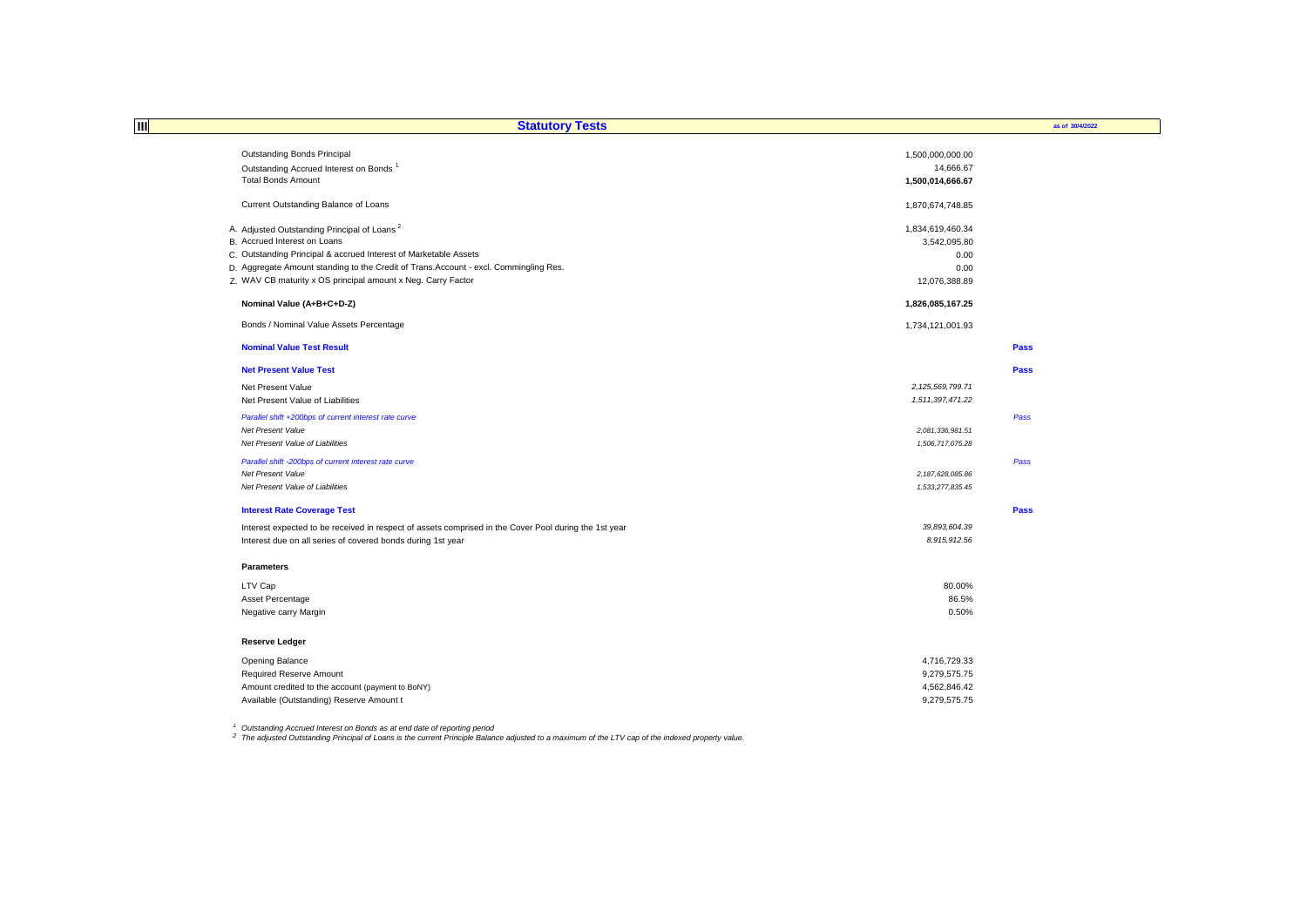## III Statutory Tests

as of 30/4/2022

| | | |
|---|---|---|
| Outstanding Bonds Principal | 1,500,000,000.00 | |
| Outstanding Accrued Interest on Bonds [1] | 14,666.67 | |
| Total Bonds Amount | **1,500,014,666.67** | |
| | | |
| Current Outstanding Balance of Loans | 1,870,674,748.85 | |
| | | |
| A. Adjusted Outstanding Principal of Loans [2] | 1,834,619,460.34 | |
| B. Accrued Interest on Loans | 3,542,095.80 | |
| C. Outstanding Principal & accrued Interest of Marketable Assets | 0.00 | |
| D. Aggregate Amount standing to the Credit of Trans.Account - excl. Commingling Res. | 0.00 | |
| Z. WAV CB maturity x OS principal amount x Neg. Carry Factor | 12,076,388.89 | |
| | | |
| **Nominal Value (A+B+C+D-Z)** | **1,826,085,167.25** | |
| | | |
| Bonds / Nominal Value Assets Percentage | 1,734,121,001.93 | |
| | | |
| **Nominal Value Test Result** | | **Pass** |
| | | |
| **Net Present Value Test** | | **Pass** |
| Net Present Value | *2,125,569,799.71* | |
| Net Present Value of Liabilities | *1,511,397,471.22* | |
| *Parallel shift +200bps of current interest rate curve* | | *Pass* |
| *Net Present Value* | *2,081,336,981.51* | |
| *Net Present Value of Liabilities* | *1,506,717,075.28* | |
| *Parallel shift -200bps of current interest rate curve* | | *Pass* |
| *Net Present Value* | *2,187,628,085.86* | |
| *Net Present Value of Liabilities* | *1,533,277,835.45* | |
| | | |
| **Interest Rate Coverage Test** | | **Pass** |
| Interest expected to be received in respect of assets comprised in the Cover Pool during the 1st year | *39,893,604.39* | |
| Interest due on all series of covered bonds during 1st year | *8,915,912.56* | |
| | | |
| **Parameters** | | |
| LTV Cap | 80.00% | |
| Asset Percentage | 86.5% | |
| Negative carry Margin | 0.50% | |
| | | |
| **Reserve Ledger** | | |
| Opening Balance | 4,716,729.33 | |
| Required Reserve Amount | 9,279,575.75 | |
| Amount credited to the account (payment to BoNY) | 4,562,846.42 | |
| Available (Outstanding) Reserve Amount t | 9,279,575.75 | |

[1] *Outstanding Accrued Interest on Bonds as at end date of reporting period*

[2] *The adjusted Outstanding Principal of Loans is the current Principle Balance adjusted to a maximum of the LTV cap of the indexed property value.*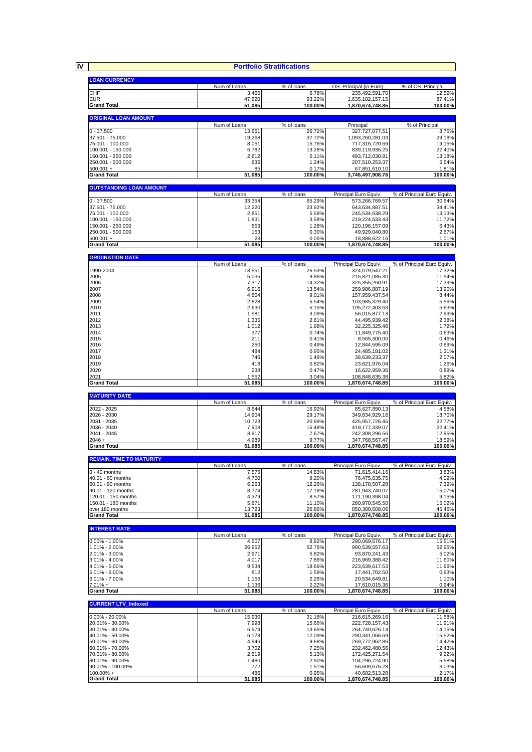## IV Portfolio Stratifications

### LOAN CURRENCY

| | Num of Loans | % of loans | OS_Principal (in Euro) | % of OS_Principal |
|---|---|---|---|---|
| CHF | 3,465 | 6.78% | 235,492,591.70 | 12.59% |
| EUR | 47,620 | 93.22% | 1,635,182,157.15 | 87.41% |
| **Grand Total** | **51,085** | **100.00%** | **1,870,674,748.85** | **100.00%** |

### ORIGINAL LOAN AMOUNT

| | Num of Loans | % of loans | Principal | % of Principal |
|---|---|---|---|---|
| 0 - 37.500 | 13,651 | 26.72% | 327,727,077.51 | 8.75% |
| 37.501 - 75.000 | 19,268 | 37.72% | 1,093,260,281.03 | 29.18% |
| 75.001 - 100.000 | 8,051 | 15.76% | 717,316,720.69 | 19.15% |
| 100.001 - 150.000 | 6,782 | 13.28% | 839,119,935.25 | 22.40% |
| 150.001 - 250.000 | 2,612 | 5.11% | 493,712,030.81 | 13.18% |
| 250.001 - 500.000 | 636 | 1.24% | 207,510,253.37 | 5.54% |
| 500.001 + | 85 | 0.17% | 67,851,610.10 | 1.81% |
| **Grand Total** | **51,085** | **100.00%** | **3,746,497,908.76** | **100.00%** |

### OUTSTANDING LOAN AMOUNT

| | Num of Loans | % of loans | Principal Euro Equiv. | % of Principal Euro Equiv. |
|---|---|---|---|---|
| 0 - 37.500 | 33,354 | 65.29% | 573,266,769.57 | 30.64% |
| 37.501 - 75.000 | 12,220 | 23.92% | 643,634,887.51 | 34.41% |
| 75.001 - 100.000 | 2,851 | 5.58% | 245,534,638.29 | 13.13% |
| 100.001 - 150.000 | 1,831 | 3.58% | 219,224,633.43 | 11.72% |
| 150.001 - 250.000 | 653 | 1.28% | 120,196,157.09 | 6.43% |
| 250.001 - 500.000 | 153 | 0.30% | 49,929,040.80 | 2.67% |
| 500.001 + | 23 | 0.05% | 18,888,622.16 | 1.01% |
| **Grand Total** | **51,085** | **100.00%** | **1,870,674,748.85** | **100.00%** |

### ORIGINATION DATE

| | Num of Loans | % of loans | Principal Euro Equiv. | % of Principal Euro Equiv. |
|---|---|---|---|---|
| 1990-2004 | 13,551 | 26.53% | 324,079,547.21 | 17.32% |
| 2005 | 5,035 | 9.86% | 215,821,085.30 | 11.54% |
| 2006 | 7,317 | 14.32% | 325,355,260.91 | 17.39% |
| 2007 | 6,916 | 13.54% | 259,986,887.19 | 13.90% |
| 2008 | 4,604 | 9.01% | 157,959,437.54 | 8.44% |
| 2009 | 2,828 | 5.54% | 103,985,329.40 | 5.56% |
| 2010 | 2,630 | 5.15% | 105,272,403.63 | 5.63% |
| 2011 | 1,581 | 3.09% | 56,015,877.13 | 2.99% |
| 2012 | 1,335 | 2.61% | 44,495,939.42 | 2.38% |
| 2013 | 1,012 | 1.98% | 32,225,325.46 | 1.72% |
| 2014 | 377 | 0.74% | 11,849,775.40 | 0.63% |
| 2015 | 211 | 0.41% | 8,565,300.00 | 0.46% |
| 2016 | 250 | 0.49% | 12,844,595.09 | 0.69% |
| 2017 | 484 | 0.95% | 24,485,181.02 | 1.31% |
| 2018 | 746 | 1.46% | 38,639,233.37 | 2.07% |
| 2019 | 418 | 0.82% | 23,621,976.04 | 1.26% |
| 2020 | 238 | 0.47% | 16,622,959.36 | 0.89% |
| 2021 | 1,552 | 3.04% | 108,848,635.38 | 5.82% |
| **Grand Total** | **51,085** | **100.00%** | **1,870,674,748.85** | **100.00%** |

### MATURITY DATE

| | Num of Loans | % of loans | Principal Euro Equiv. | % of Principal Euro Equiv. |
|---|---|---|---|---|
| 2022 - 2025 | 8,644 | 16.92% | 85,627,890.13 | 4.58% |
| 2026 - 2030 | 14,904 | 29.17% | 349,834,929.16 | 18.70% |
| 2031 - 2035 | 10,723 | 20.99% | 425,957,726.45 | 22.77% |
| 2036 - 2040 | 7,908 | 15.48% | 419,177,339.07 | 22.41% |
| 2041 - 2045 | 3,917 | 7.67% | 242,308,296.56 | 12.95% |
| 2046 + | 4,989 | 9.77% | 347,768,567.47 | 18.59% |
| **Grand Total** | **51,085** | **100.00%** | **1,870,674,748.85** | **100.00%** |

### REMAIN. TIME TO MATURITY

| | Num of Loans | % of loans | Principal Euro Equiv. | % of Principal Euro Equiv. |
|---|---|---|---|---|
| 0 - 40 months | 7,575 | 14.83% | 71,615,414.16 | 3.83% |
| 40.01 - 60 months | 4,700 | 9.20% | 76,475,635.75 | 4.09% |
| 60.01 - 90 months | 6,263 | 12.26% | 138,178,507.28 | 7.39% |
| 90.01 - 120 months | 8,774 | 17.18% | 281,943,740.07 | 15.07% |
| 120.01 - 150 months | 4,379 | 8.57% | 171,190,398.04 | 9.15% |
| 150.01 - 180 months | 5,671 | 11.10% | 280,970,545.50 | 15.02% |
| over 180 months | 13,723 | 26.86% | 850,300,508.06 | 45.45% |
| **Grand Total** | **51,085** | **100.00%** | **1,870,674,748.85** | **100.00%** |

### INTEREST RATE

| | Num of Loans | % of loans | Principal Euro Equiv. | % of Principal Euro Equiv. |
|---|---|---|---|---|
| 0.00% - 1.00% | 4,507 | 8.82% | 290,069,576.17 | 15.51% |
| 1.01% - 2.00% | 26,952 | 52.76% | 990,539,557.63 | 52.95% |
| 2.01% - 3.00% | 2,971 | 5.82% | 93,870,241.43 | 5.02% |
| 3.01% - 4.00% | 4,017 | 7.86% | 216,969,388.42 | 11.60% |
| 4.01% - 5.00% | 9,534 | 18.66% | 223,639,617.53 | 11.96% |
| 5.01% - 6.00% | 812 | 1.59% | 17,441,702.50 | 0.93% |
| 6.01% - 7.00% | 1,156 | 2.26% | 20,534,649.81 | 1.10% |
| 7.01% + | 1,136 | 2.22% | 17,610,015.36 | 0.94% |
| **Grand Total** | **51,085** | **100.00%** | **1,870,674,748.85** | **100.00%** |

### CURRENT LTV_Indexed

| | Num of Loans | % of loans | Principal Euro Equiv. | % of Principal Euro Equiv. |
|---|---|---|---|---|
| 0.00% - 20.00% | 15,930 | 31.18% | 216,615,269.16 | 11.58% |
| 20.01% - 30.00% | 7,998 | 15.66% | 222,728,157.43 | 11.91% |
| 30.01% - 40.00% | 6,974 | 13.65% | 264,740,626.14 | 14.15% |
| 40.01% - 50.00% | 6,178 | 12.09% | 290,341,066.69 | 15.52% |
| 50.01% - 60.00% | 4,946 | 9.68% | 269,772,962.86 | 14.42% |
| 60.01% - 70.00% | 3,702 | 7.25% | 232,462,480.56 | 12.43% |
| 70.01% - 80.00% | 2,619 | 5.13% | 172,425,271.54 | 9.22% |
| 80.01% - 90.00% | 1,480 | 2.90% | 104,296,724.90 | 5.58% |
| 90.01% - 100.00% | 772 | 1.51% | 56,609,676.28 | 3.03% |
| 100.00% + | 486 | 0.95% | 40,682,513.28 | 2.17% |
| **Grand Total** | **51,085** | **100.00%** | **1,870,674,748.85** | **100.00%** |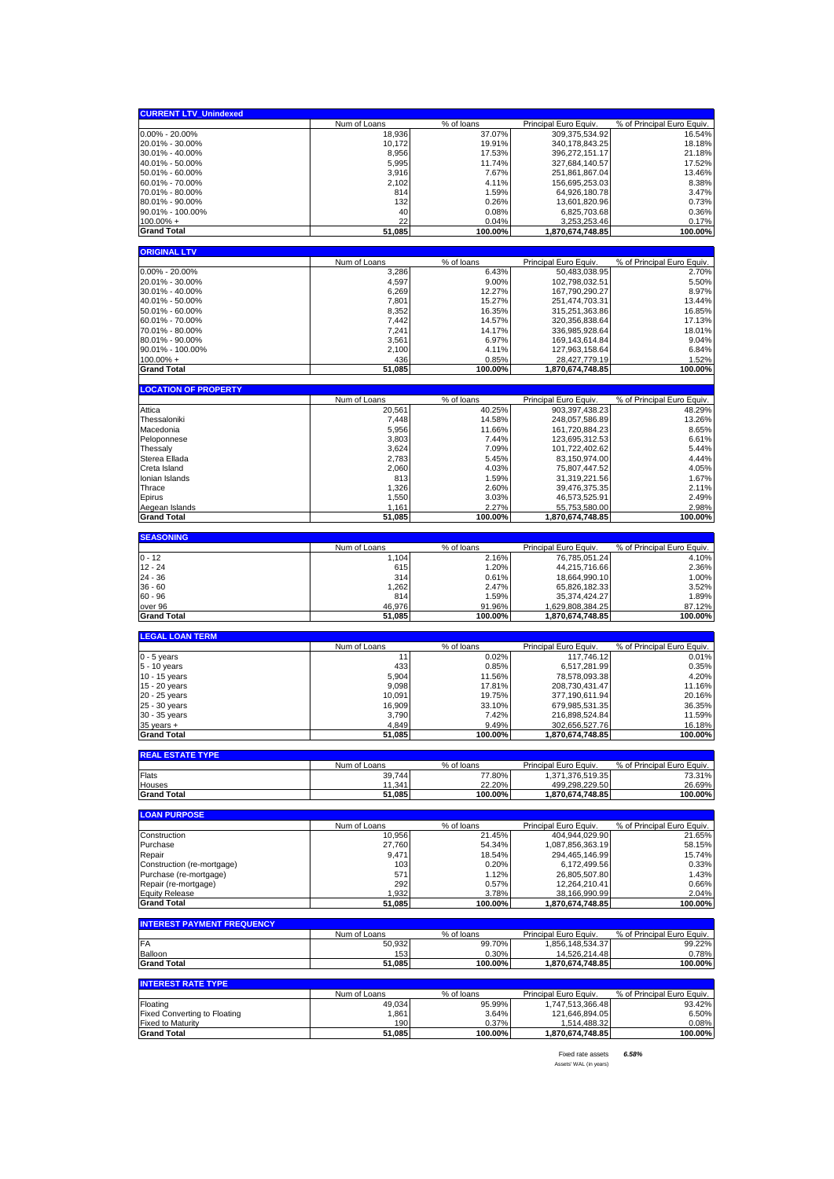## CURRENT LTV_Unindexed

| | Num of Loans | % of loans | Principal Euro Equiv. | % of Principal Euro Equiv. |
|---|---|---|---|---|
| 0.00% - 20.00% | 18,936 | 37.07% | 309,375,534.92 | 16.54% |
| 20.01% - 30.00% | 10,172 | 19.91% | 340,178,843.25 | 18.18% |
| 30.01% - 40.00% | 8,956 | 17.53% | 396,272,151.17 | 21.18% |
| 40.01% - 50.00% | 5,995 | 11.74% | 327,684,140.57 | 17.52% |
| 50.01% - 60.00% | 3,916 | 7.67% | 251,861,867.04 | 13.46% |
| 60.01% - 70.00% | 2,102 | 4.11% | 156,695,253.03 | 8.38% |
| 70.01% - 80.00% | 814 | 1.59% | 64,926,180.78 | 3.47% |
| 80.01% - 90.00% | 132 | 0.26% | 13,601,820.96 | 0.73% |
| 90.01% - 100.00% | 40 | 0.08% | 6,825,703.68 | 0.36% |
| 100.00% + | 22 | 0.04% | 3,253,253.46 | 0.17% |
| **Grand Total** | **51,085** | **100.00%** | **1,870,674,748.85** | **100.00%** |

## ORIGINAL LTV

| | Num of Loans | % of loans | Principal Euro Equiv. | % of Principal Euro Equiv. |
|---|---|---|---|---|
| 0.00% - 20.00% | 3,286 | 6.43% | 50,483,038.95 | 2.70% |
| 20.01% - 30.00% | 4,597 | 9.00% | 102,798,032.51 | 5.50% |
| 30.01% - 40.00% | 6,269 | 12.27% | 167,790,290.27 | 8.97% |
| 40.01% - 50.00% | 7,801 | 15.27% | 251,474,703.31 | 13.44% |
| 50.01% - 60.00% | 8,352 | 16.35% | 315,251,363.86 | 16.85% |
| 60.01% - 70.00% | 7,442 | 14.57% | 320,356,838.64 | 17.13% |
| 70.01% - 80.00% | 7,241 | 14.17% | 336,985,928.64 | 18.01% |
| 80.01% - 90.00% | 3,561 | 6.97% | 169,143,614.84 | 9.04% |
| 90.01% - 100.00% | 2,100 | 4.11% | 127,963,158.64 | 6.84% |
| 100.00% + | 436 | 0.85% | 28,427,779.19 | 1.52% |
| **Grand Total** | **51,085** | **100.00%** | **1,870,674,748.85** | **100.00%** |

## LOCATION OF PROPERTY

| | Num of Loans | % of loans | Principal Euro Equiv. | % of Principal Euro Equiv. |
|---|---|---|---|---|
| Attica | 20,561 | 40.25% | 903,397,438.23 | 48.29% |
| Thessaloniki | 7,448 | 14.58% | 248,057,586.89 | 13.26% |
| Macedonia | 5,956 | 11.66% | 161,720,884.23 | 8.65% |
| Peloponnese | 3,803 | 7.44% | 123,695,312.53 | 6.61% |
| Thessaly | 3,624 | 7.09% | 101,722,402.62 | 5.44% |
| Sterea Ellada | 2,783 | 5.45% | 83,150,974.00 | 4.44% |
| Creta Island | 2,060 | 4.03% | 75,807,447.52 | 4.05% |
| Ionian Islands | 813 | 1.59% | 31,319,221.56 | 1.67% |
| Thrace | 1,326 | 2.60% | 39,476,375.35 | 2.11% |
| Epirus | 1,550 | 3.03% | 46,573,525.91 | 2.49% |
| Aegean Islands | 1,161 | 2.27% | 55,753,580.00 | 2.98% |
| **Grand Total** | **51,085** | **100.00%** | **1,870,674,748.85** | **100.00%** |

## SEASONING

| | Num of Loans | % of loans | Principal Euro Equiv. | % of Principal Euro Equiv. |
|---|---|---|---|---|
| 0 - 12 | 1,104 | 2.16% | 76,785,051.24 | 4.10% |
| 12 - 24 | 615 | 1.20% | 44,215,716.66 | 2.36% |
| 24 - 36 | 314 | 0.61% | 18,664,990.10 | 1.00% |
| 36 - 60 | 1,262 | 2.47% | 65,826,182.33 | 3.52% |
| 60 - 96 | 814 | 1.59% | 35,374,424.27 | 1.89% |
| over 96 | 46,976 | 91.96% | 1,629,808,384.25 | 87.12% |
| **Grand Total** | **51,085** | **100.00%** | **1,870,674,748.85** | **100.00%** |

## LEGAL LOAN TERM

| | Num of Loans | % of loans | Principal Euro Equiv. | % of Principal Euro Equiv. |
|---|---|---|---|---|
| 0 - 5 years | 11 | 0.02% | 117,746.12 | 0.01% |
| 5 - 10 years | 433 | 0.85% | 6,517,281.99 | 0.35% |
| 10 - 15 years | 5,904 | 11.56% | 78,578,093.38 | 4.20% |
| 15 - 20 years | 9,098 | 17.81% | 208,730,431.47 | 11.16% |
| 20 - 25 years | 10,091 | 19.75% | 377,190,611.94 | 20.16% |
| 25 - 30 years | 16,909 | 33.10% | 679,985,531.35 | 36.35% |
| 30 - 35 years | 3,790 | 7.42% | 216,898,524.84 | 11.59% |
| 35 years + | 4,849 | 9.49% | 302,656,527.76 | 16.18% |
| **Grand Total** | **51,085** | **100.00%** | **1,870,674,748.85** | **100.00%** |

## REAL ESTATE TYPE

| | Num of Loans | % of loans | Principal Euro Equiv. | % of Principal Euro Equiv. |
|---|---|---|---|---|
| Flats | 39,744 | 77.80% | 1,371,376,519.35 | 73.31% |
| Houses | 11,341 | 22.20% | 499,298,229.50 | 26.69% |
| **Grand Total** | **51,085** | **100.00%** | **1,870,674,748.85** | **100.00%** |

## LOAN PURPOSE

| | Num of Loans | % of loans | Principal Euro Equiv. | % of Principal Euro Equiv. |
|---|---|---|---|---|
| Construction | 10,956 | 21.45% | 404,944,029.90 | 21.65% |
| Purchase | 27,760 | 54.34% | 1,087,856,363.19 | 58.15% |
| Repair | 9,471 | 18.54% | 294,465,146.99 | 15.74% |
| Construction (re-mortgage) | 103 | 0.20% | 6,172,499.56 | 0.33% |
| Purchase (re-mortgage) | 571 | 1.12% | 26,805,507.80 | 1.43% |
| Repair (re-mortgage) | 292 | 0.57% | 12,264,210.41 | 0.66% |
| Equity Release | 1,932 | 3.78% | 38,166,990.99 | 2.04% |
| **Grand Total** | **51,085** | **100.00%** | **1,870,674,748.85** | **100.00%** |

## INTEREST PAYMENT FREQUENCY

| | Num of Loans | % of loans | Principal Euro Equiv. | % of Principal Euro Equiv. |
|---|---|---|---|---|
| FA | 50,932 | 99.70% | 1,856,148,534.37 | 99.22% |
| Balloon | 153 | 0.30% | 14,526,214.48 | 0.78% |
| **Grand Total** | **51,085** | **100.00%** | **1,870,674,748.85** | **100.00%** |

## INTEREST RATE TYPE

| | Num of Loans | % of loans | Principal Euro Equiv. | % of Principal Euro Equiv. |
|---|---|---|---|---|
| Floating | 49,034 | 95.99% | 1,747,513,366.48 | 93.42% |
| Fixed Converting to Floating | 1,861 | 3.64% | 121,646,894.05 | 6.50% |
| Fixed to Maturity | 190 | 0.37% | 1,514,488.32 | 0.08% |
| **Grand Total** | **51,085** | **100.00%** | **1,870,674,748.85** | **100.00%** |

Fixed rate assets *6.58%*

Assets' WAL (in years)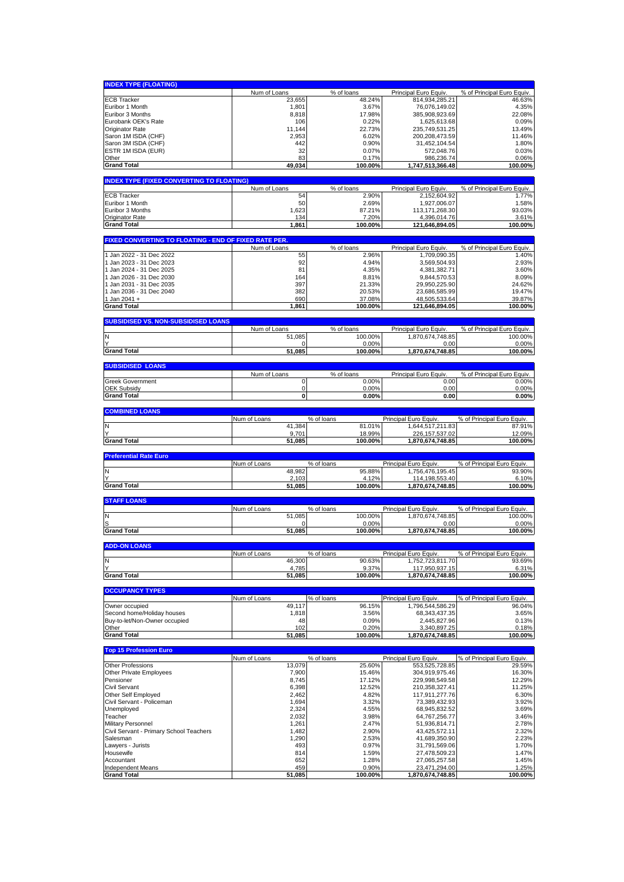| INDEX TYPE (FLOATING) | Num of Loans | % of loans | Principal Euro Equiv. | % of Principal Euro Equiv. |
|---|---|---|---|---|
| ECB Tracker | 23,655 | 48.24% | 814,934,285.21 | 46.63% |
| Euribor 1 Month | 1,801 | 3.67% | 76,076,149.02 | 4.35% |
| Euribor 3 Months | 8,818 | 17.98% | 385,908,923.69 | 22.08% |
| Eurobank OEK's Rate | 106 | 0.22% | 1,625,613.68 | 0.09% |
| Originator Rate | 11,144 | 22.73% | 235,749,531.25 | 13.49% |
| Saron 1M ISDA (CHF) | 2,953 | 6.02% | 200,208,473.59 | 11.46% |
| Saron 3M ISDA (CHF) | 442 | 0.90% | 31,452,104.54 | 1.80% |
| ESTR 1M ISDA (EUR) | 32 | 0.07% | 572,048.76 | 0.03% |
| Other | 83 | 0.17% | 986,236.74 | 0.06% |
| **Grand Total** | **49,034** | **100.00%** | **1,747,513,366.48** | **100.00%** |

| INDEX TYPE (FIXED CONVERTING TO FLOATING) | Num of Loans | % of loans | Principal Euro Equiv. | % of Principal Euro Equiv. |
|---|---|---|---|---|
| ECB Tracker | 54 | 2.90% | 2,152,604.92 | 1.77% |
| Euribor 1 Month | 50 | 2.69% | 1,927,006.07 | 1.58% |
| Euribor 3 Months | 1,623 | 87.21% | 113,171,268.30 | 93.03% |
| Originator Rate | 134 | 7.20% | 4,396,014.76 | 3.61% |
| **Grand Total** | **1,861** | **100.00%** | **121,646,894.05** | **100.00%** |

| FIXED CONVERTING TO FLOATING - END OF FIXED RATE PER. | Num of Loans | % of loans | Principal Euro Equiv. | % of Principal Euro Equiv. |
|---|---|---|---|---|
| 1 Jan 2022 - 31 Dec 2022 | 55 | 2.96% | 1,709,090.35 | 1.40% |
| 1 Jan 2023 - 31 Dec 2023 | 92 | 4.94% | 3,569,504.93 | 2.93% |
| 1 Jan 2024 - 31 Dec 2025 | 81 | 4.35% | 4,381,382.71 | 3.60% |
| 1 Jan 2026 - 31 Dec 2030 | 164 | 8.81% | 9,844,570.53 | 8.09% |
| 1 Jan 2031 - 31 Dec 2035 | 397 | 21.33% | 29,950,225.90 | 24.62% |
| 1 Jan 2036 - 31 Dec 2040 | 382 | 20.53% | 23,686,585.99 | 19.47% |
| 1 Jan 2041 + | 690 | 37.08% | 48,505,533.64 | 39.87% |
| **Grand Total** | **1,861** | **100.00%** | **121,646,894.05** | **100.00%** |

| SUBSIDISED VS. NON-SUBSIDISED LOANS | Num of Loans | % of loans | Principal Euro Equiv. | % of Principal Euro Equiv. |
|---|---|---|---|---|
| N | 51,085 | 100.00% | 1,870,674,748.85 | 100.00% |
| Y | 0 | 0.00% | 0.00 | 0.00% |
| **Grand Total** | **51,085** | **100.00%** | **1,870,674,748.85** | **100.00%** |

| SUBSIDISED LOANS | Num of Loans | % of loans | Principal Euro Equiv. | % of Principal Euro Equiv. |
|---|---|---|---|---|
| Greek Government | 0 | 0.00% | 0.00 | 0.00% |
| OEK Subsidy | 0 | 0.00% | 0.00 | 0.00% |
| **Grand Total** | **0** | **0.00%** | **0.00** | **0.00%** |

| COMBINED LOANS | Num of Loans | % of loans | Principal Euro Equiv. | % of Principal Euro Equiv. |
|---|---|---|---|---|
| N | 41,384 | 81.01% | 1,644,517,211.83 | 87.91% |
| Y | 9,701 | 18.99% | 226,157,537.02 | 12.09% |
| **Grand Total** | **51,085** | **100.00%** | **1,870,674,748.85** | **100.00%** |

| Preferential Rate Euro | Num of Loans | % of loans | Principal Euro Equiv. | % of Principal Euro Equiv. |
|---|---|---|---|---|
| N | 48,982 | 95.88% | 1,756,476,195.45 | 93.90% |
| Y | 2,103 | 4.12% | 114,198,553.40 | 6.10% |
| **Grand Total** | **51,085** | **100.00%** | **1,870,674,748.85** | **100.00%** |

| STAFF LOANS | Num of Loans | % of loans | Principal Euro Equiv. | % of Principal Euro Equiv. |
|---|---|---|---|---|
| N | 51,085 | 100.00% | 1,870,674,748.85 | 100.00% |
| S | 0 | 0.00% | 0.00 | 0.00% |
| **Grand Total** | **51,085** | **100.00%** | **1,870,674,748.85** | **100.00%** |

| ADD-ON LOANS | Num of Loans | % of loans | Principal Euro Equiv. | % of Principal Euro Equiv. |
|---|---|---|---|---|
| N | 46,300 | 90.63% | 1,752,723,811.70 | 93.69% |
| Y | 4,785 | 9.37% | 117,950,937.15 | 6.31% |
| **Grand Total** | **51,085** | **100.00%** | **1,870,674,748.85** | **100.00%** |

| OCCUPANCY TYPES | Num of Loans | % of loans | Principal Euro Equiv. | % of Principal Euro Equiv. |
|---|---|---|---|---|
| Owner occupied | 49,117 | 96.15% | 1,796,544,586.29 | 96.04% |
| Second home/Holiday houses | 1,818 | 3.56% | 68,343,437.35 | 3.65% |
| Buy-to-let/Non-Owner occupied | 48 | 0.09% | 2,445,827.96 | 0.13% |
| Other | 102 | 0.20% | 3,340,897.25 | 0.18% |
| **Grand Total** | **51,085** | **100.00%** | **1,870,674,748.85** | **100.00%** |

| Top 15 Profession Euro | Num of Loans | % of loans | Principal Euro Equiv. | % of Principal Euro Equiv. |
|---|---|---|---|---|
| Other Professions | 13,079 | 25.60% | 553,525,728.85 | 29.59% |
| Other Private Employees | 7,900 | 15.46% | 304,919,975.46 | 16.30% |
| Pensioner | 8,745 | 17.12% | 229,998,549.58 | 12.29% |
| Civil Servant | 6,398 | 12.52% | 210,358,327.41 | 11.25% |
| Other Self Employed | 2,462 | 4.82% | 117,911,277.76 | 6.30% |
| Civil Servant - Policeman | 1,694 | 3.32% | 73,389,432.93 | 3.92% |
| Unemployed | 2,324 | 4.55% | 68,945,832.52 | 3.69% |
| Teacher | 2,032 | 3.98% | 64,767,256.77 | 3.46% |
| Military Personnel | 1,261 | 2.47% | 51,936,814.71 | 2.78% |
| Civil Servant - Primary School Teachers | 1,482 | 2.90% | 43,425,572.11 | 2.32% |
| Salesman | 1,290 | 2.53% | 41,689,350.90 | 2.23% |
| Lawyers - Jurists | 493 | 0.97% | 31,791,569.06 | 1.70% |
| Housewife | 814 | 1.59% | 27,478,509.23 | 1.47% |
| Accountant | 652 | 1.28% | 27,065,257.58 | 1.45% |
| Independent Means | 459 | 0.90% | 23,471,294.00 | 1.25% |
| **Grand Total** | **51,085** | **100.00%** | **1,870,674,748.85** | **100.00%** |